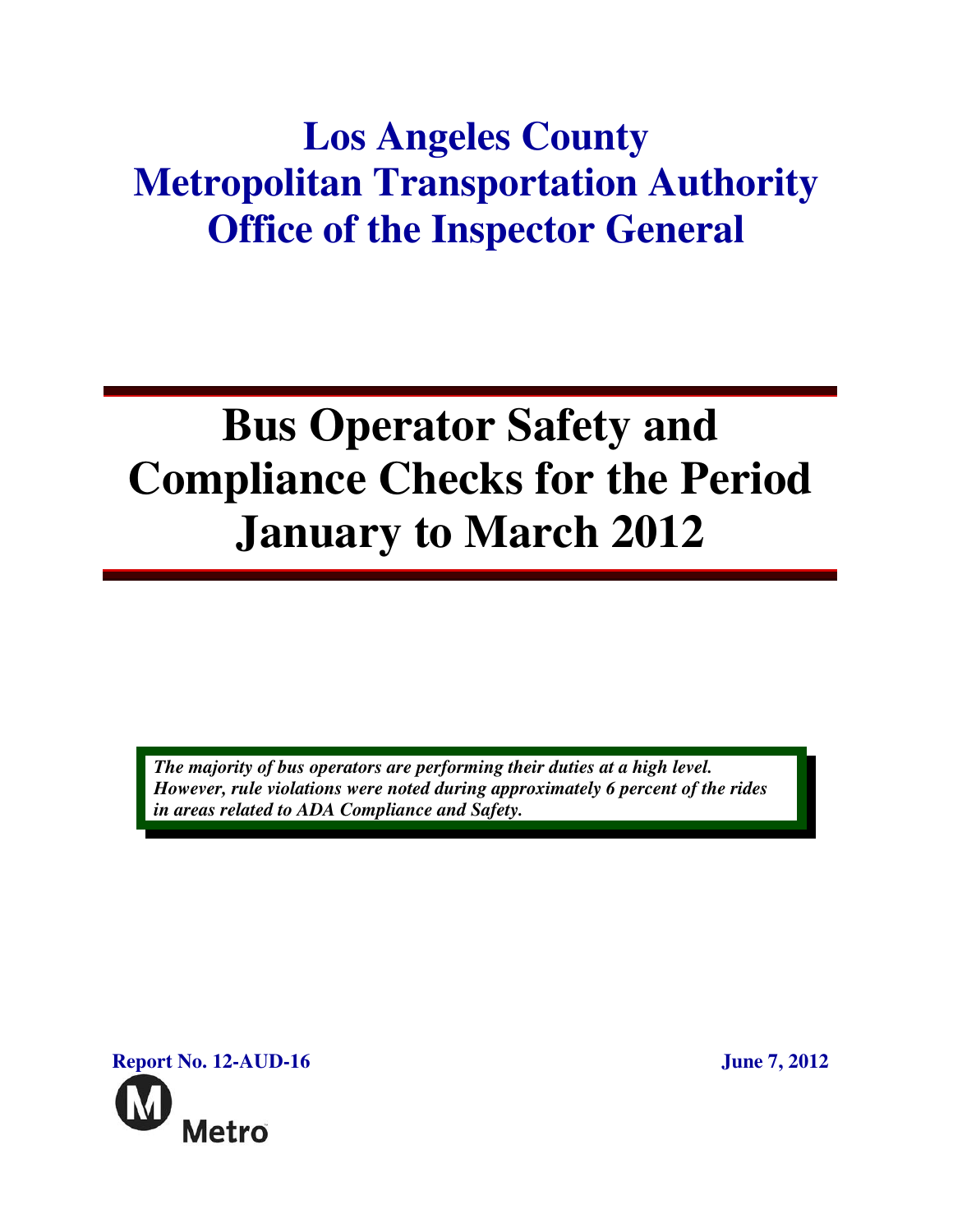# Los Angeles County Metropolitan Transportation Authority Office of the Inspector General

# Bus Operator Safety and Compliance Checks for the Period January to March 2012

***The majority of bus operators are performing their duties at a high level. However, rule violations were noted during approximately 6 percent of the rides in areas related to ADA Compliance and Safety.***

**Report No. 12-AUD-16**

**June 7, 2012**

Metro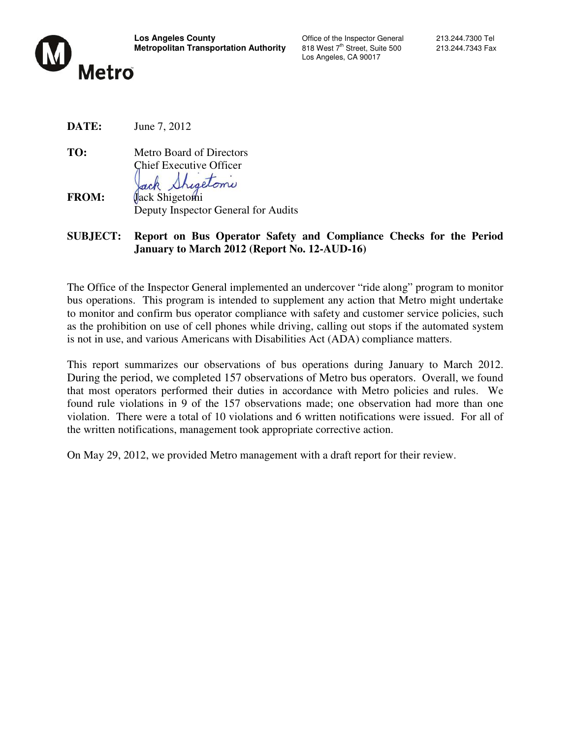**Los Angeles County**
**Metropolitan Transportation Authority**

Office of the Inspector General
818 West 7th Street, Suite 500
Los Angeles, CA 90017

213.244.7300 Tel
213.244.7343 Fax

Metro

**DATE:** June 7, 2012

**TO:** Metro Board of Directors
Chief Executive Officer

**FROM:** Jack Shigetomi
Deputy Inspector General for Audits

**SUBJECT: Report on Bus Operator Safety and Compliance Checks for the Period January to March 2012 (Report No. 12-AUD-16)**

The Office of the Inspector General implemented an undercover "ride along" program to monitor bus operations. This program is intended to supplement any action that Metro might undertake to monitor and confirm bus operator compliance with safety and customer service policies, such as the prohibition on use of cell phones while driving, calling out stops if the automated system is not in use, and various Americans with Disabilities Act (ADA) compliance matters.

This report summarizes our observations of bus operations during January to March 2012. During the period, we completed 157 observations of Metro bus operators. Overall, we found that most operators performed their duties in accordance with Metro policies and rules. We found rule violations in 9 of the 157 observations made; one observation had more than one violation. There were a total of 10 violations and 6 written notifications were issued. For all of the written notifications, management took appropriate corrective action.

On May 29, 2012, we provided Metro management with a draft report for their review.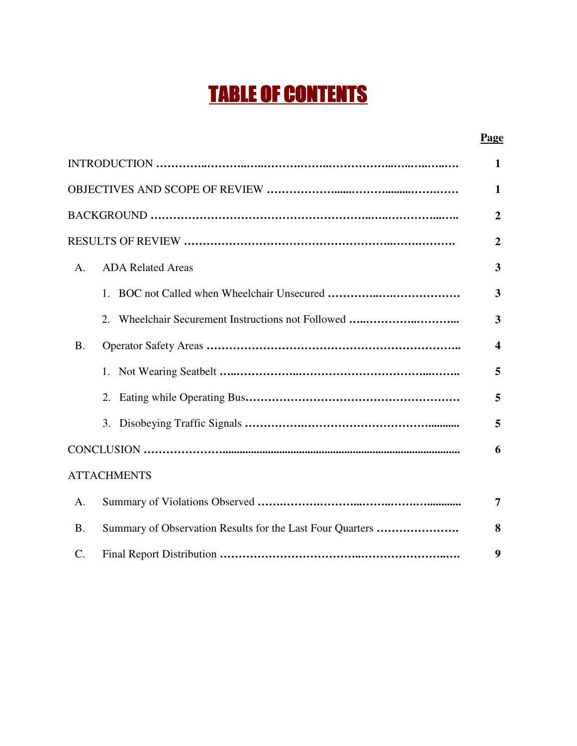# TABLE OF CONTENTS

| | | Page |
|---|---|---|
| INTRODUCTION | | 1 |
| OBJECTIVES AND SCOPE OF REVIEW | | 1 |
| BACKGROUND | | 2 |
| RESULTS OF REVIEW | | 2 |
| A. | ADA Related Areas | 3 |
| | 1. BOC not Called when Wheelchair Unsecured | 3 |
| | 2. Wheelchair Securement Instructions not Followed | 3 |
| B. | Operator Safety Areas | 4 |
| | 1. Not Wearing Seatbelt | 5 |
| | 2. Eating while Operating Bus | 5 |
| | 3. Disobeying Traffic Signals | 5 |
| CONCLUSION | | 6 |
| ATTACHMENTS | | |
| A. | Summary of Violations Observed | 7 |
| B. | Summary of Observation Results for the Last Four Quarters | 8 |
| C. | Final Report Distribution | 9 |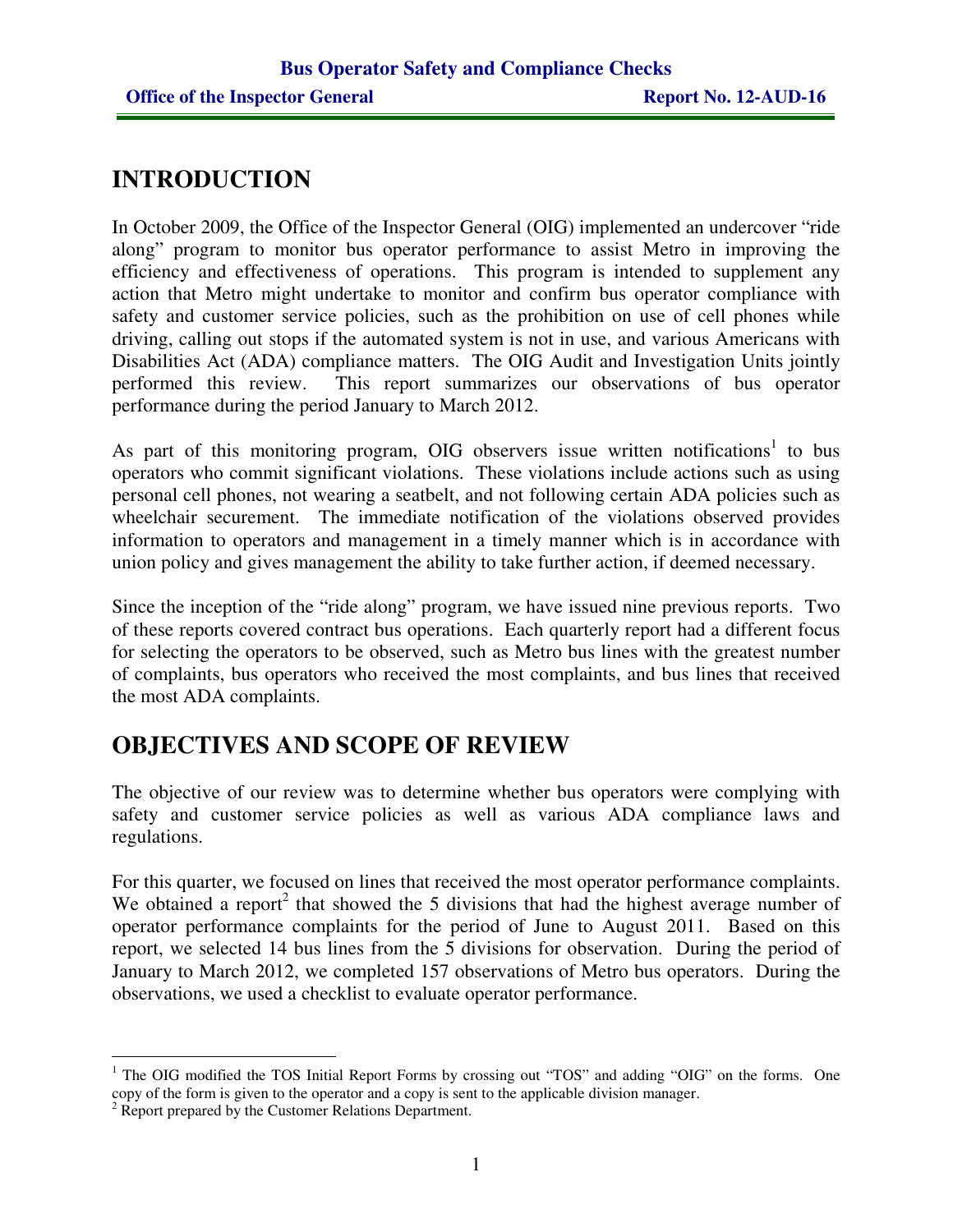# INTRODUCTION

In October 2009, the Office of the Inspector General (OIG) implemented an undercover "ride along" program to monitor bus operator performance to assist Metro in improving the efficiency and effectiveness of operations. This program is intended to supplement any action that Metro might undertake to monitor and confirm bus operator compliance with safety and customer service policies, such as the prohibition on use of cell phones while driving, calling out stops if the automated system is not in use, and various Americans with Disabilities Act (ADA) compliance matters. The OIG Audit and Investigation Units jointly performed this review. This report summarizes our observations of bus operator performance during the period January to March 2012.

As part of this monitoring program, OIG observers issue written notifications[1] to bus operators who commit significant violations. These violations include actions such as using personal cell phones, not wearing a seatbelt, and not following certain ADA policies such as wheelchair securement. The immediate notification of the violations observed provides information to operators and management in a timely manner which is in accordance with union policy and gives management the ability to take further action, if deemed necessary.

Since the inception of the "ride along" program, we have issued nine previous reports. Two of these reports covered contract bus operations. Each quarterly report had a different focus for selecting the operators to be observed, such as Metro bus lines with the greatest number of complaints, bus operators who received the most complaints, and bus lines that received the most ADA complaints.

# OBJECTIVES AND SCOPE OF REVIEW

The objective of our review was to determine whether bus operators were complying with safety and customer service policies as well as various ADA compliance laws and regulations.

For this quarter, we focused on lines that received the most operator performance complaints. We obtained a report[2] that showed the 5 divisions that had the highest average number of operator performance complaints for the period of June to August 2011. Based on this report, we selected 14 bus lines from the 5 divisions for observation. During the period of January to March 2012, we completed 157 observations of Metro bus operators. During the observations, we used a checklist to evaluate operator performance.

---

[1] The OIG modified the TOS Initial Report Forms by crossing out "TOS" and adding "OIG" on the forms. One copy of the form is given to the operator and a copy is sent to the applicable division manager.

[2] Report prepared by the Customer Relations Department.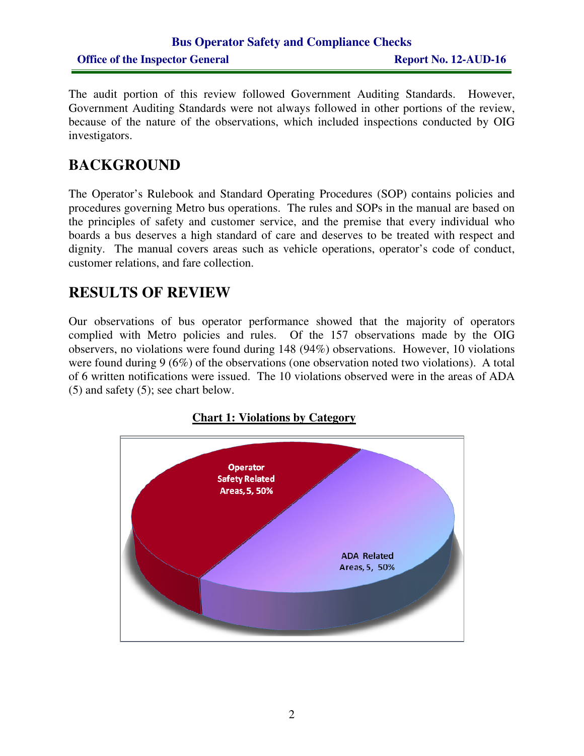The audit portion of this review followed Government Auditing Standards. However, Government Auditing Standards were not always followed in other portions of the review, because of the nature of the observations, which included inspections conducted by OIG investigators.

# BACKGROUND

The Operator's Rulebook and Standard Operating Procedures (SOP) contains policies and procedures governing Metro bus operations. The rules and SOPs in the manual are based on the principles of safety and customer service, and the premise that every individual who boards a bus deserves a high standard of care and deserves to be treated with respect and dignity. The manual covers areas such as vehicle operations, operator's code of conduct, customer relations, and fare collection.

# RESULTS OF REVIEW

Our observations of bus operator performance showed that the majority of operators complied with Metro policies and rules. Of the 157 observations made by the OIG observers, no violations were found during 148 (94%) observations. However, 10 violations were found during 9 (6%) of the observations (one observation noted two violations). A total of 6 written notifications were issued. The 10 violations observed were in the areas of ADA (5) and safety (5); see chart below.

**Chart 1: Violations by Category**

Operator Safety Related Areas, 5, 50%

ADA Related Areas, 5, 50%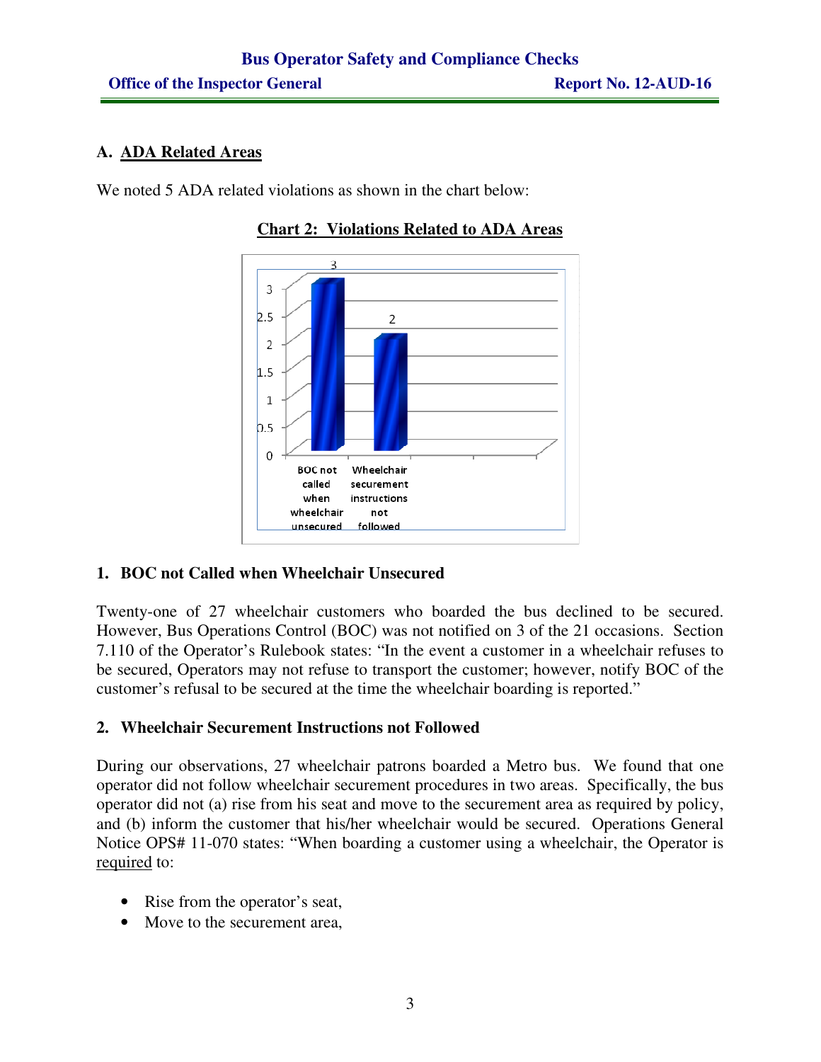## A. ADA Related Areas

We noted 5 ADA related violations as shown in the chart below:

**Chart 2: Violations Related to ADA Areas**

| Violation | Count |
|---|---|
| BOC not called when wheelchair unsecured | 3 |
| Wheelchair securement instructions not followed | 2 |

### 1. BOC not Called when Wheelchair Unsecured

Twenty-one of 27 wheelchair customers who boarded the bus declined to be secured. However, Bus Operations Control (BOC) was not notified on 3 of the 21 occasions. Section 7.110 of the Operator's Rulebook states: "In the event a customer in a wheelchair refuses to be secured, Operators may not refuse to transport the customer; however, notify BOC of the customer's refusal to be secured at the time the wheelchair boarding is reported."

### 2. Wheelchair Securement Instructions not Followed

During our observations, 27 wheelchair patrons boarded a Metro bus. We found that one operator did not follow wheelchair securement procedures in two areas. Specifically, the bus operator did not (a) rise from his seat and move to the securement area as required by policy, and (b) inform the customer that his/her wheelchair would be secured. Operations General Notice OPS# 11-070 states: "When boarding a customer using a wheelchair, the Operator is required to:

- Rise from the operator's seat,
- Move to the securement area,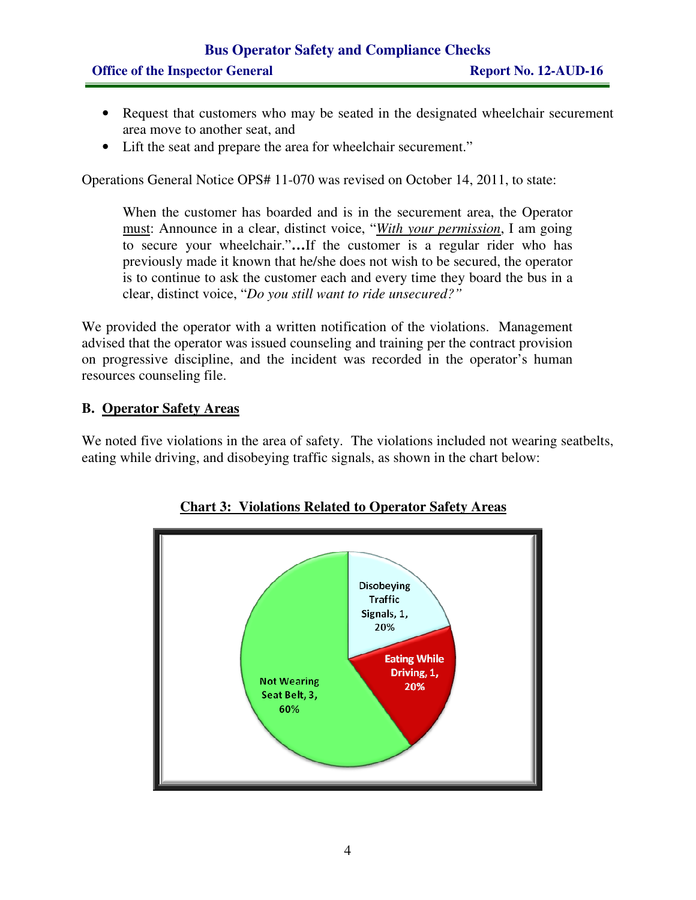- Request that customers who may be seated in the designated wheelchair securement area move to another seat, and
- Lift the seat and prepare the area for wheelchair securement."

Operations General Notice OPS# 11-070 was revised on October 14, 2011, to state:

> When the customer has boarded and is in the securement area, the Operator <u>must</u>: Announce in a clear, distinct voice, "*<u>With your permission</u>*, I am going to secure your wheelchair."**…**If the customer is a regular rider who has previously made it known that he/she does not wish to be secured, the operator is to continue to ask the customer each and every time they board the bus in a clear, distinct voice, "*Do you still want to ride unsecured?"*

We provided the operator with a written notification of the violations. Management advised that the operator was issued counseling and training per the contract provision on progressive discipline, and the incident was recorded in the operator's human resources counseling file.

## B. <u>Operator Safety Areas</u>

We noted five violations in the area of safety. The violations included not wearing seatbelts, eating while driving, and disobeying traffic signals, as shown in the chart below:

**<u>Chart 3: Violations Related to Operator Safety Areas</u>**

| Violation | Number | Percent |
|---|---|---|
| Disobeying Traffic Signals | 1 | 20% |
| Eating While Driving | 1 | 20% |
| Not Wearing Seat Belt | 3 | 60% |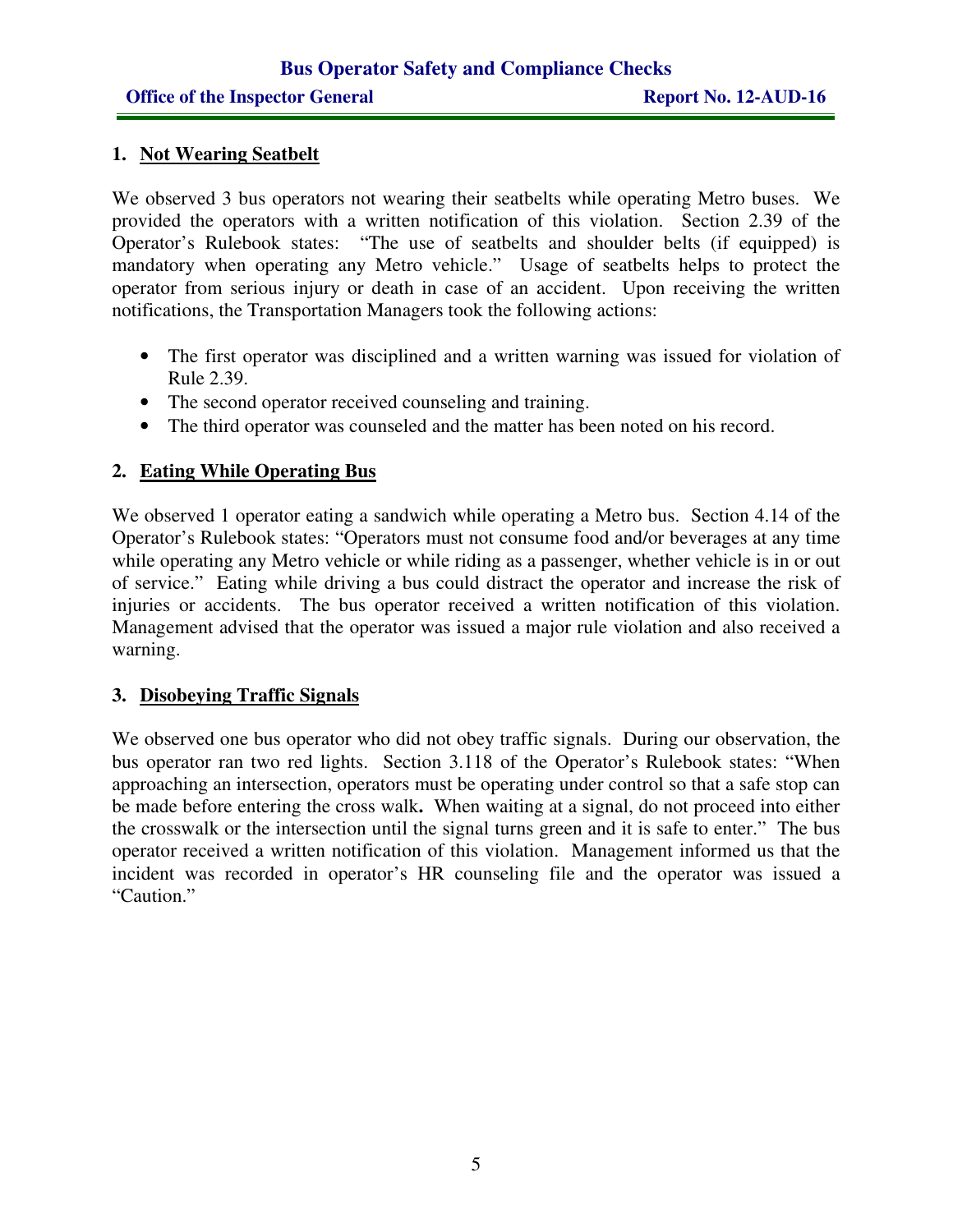### 1. Not Wearing Seatbelt

We observed 3 bus operators not wearing their seatbelts while operating Metro buses. We provided the operators with a written notification of this violation. Section 2.39 of the Operator's Rulebook states: "The use of seatbelts and shoulder belts (if equipped) is mandatory when operating any Metro vehicle." Usage of seatbelts helps to protect the operator from serious injury or death in case of an accident. Upon receiving the written notifications, the Transportation Managers took the following actions:

- The first operator was disciplined and a written warning was issued for violation of Rule 2.39.
- The second operator received counseling and training.
- The third operator was counseled and the matter has been noted on his record.

### 2. Eating While Operating Bus

We observed 1 operator eating a sandwich while operating a Metro bus. Section 4.14 of the Operator's Rulebook states: "Operators must not consume food and/or beverages at any time while operating any Metro vehicle or while riding as a passenger, whether vehicle is in or out of service." Eating while driving a bus could distract the operator and increase the risk of injuries or accidents. The bus operator received a written notification of this violation. Management advised that the operator was issued a major rule violation and also received a warning.

### 3. Disobeying Traffic Signals

We observed one bus operator who did not obey traffic signals. During our observation, the bus operator ran two red lights. Section 3.118 of the Operator's Rulebook states: "When approaching an intersection, operators must be operating under control so that a safe stop can be made before entering the cross walk**.** When waiting at a signal, do not proceed into either the crosswalk or the intersection until the signal turns green and it is safe to enter." The bus operator received a written notification of this violation. Management informed us that the incident was recorded in operator's HR counseling file and the operator was issued a "Caution."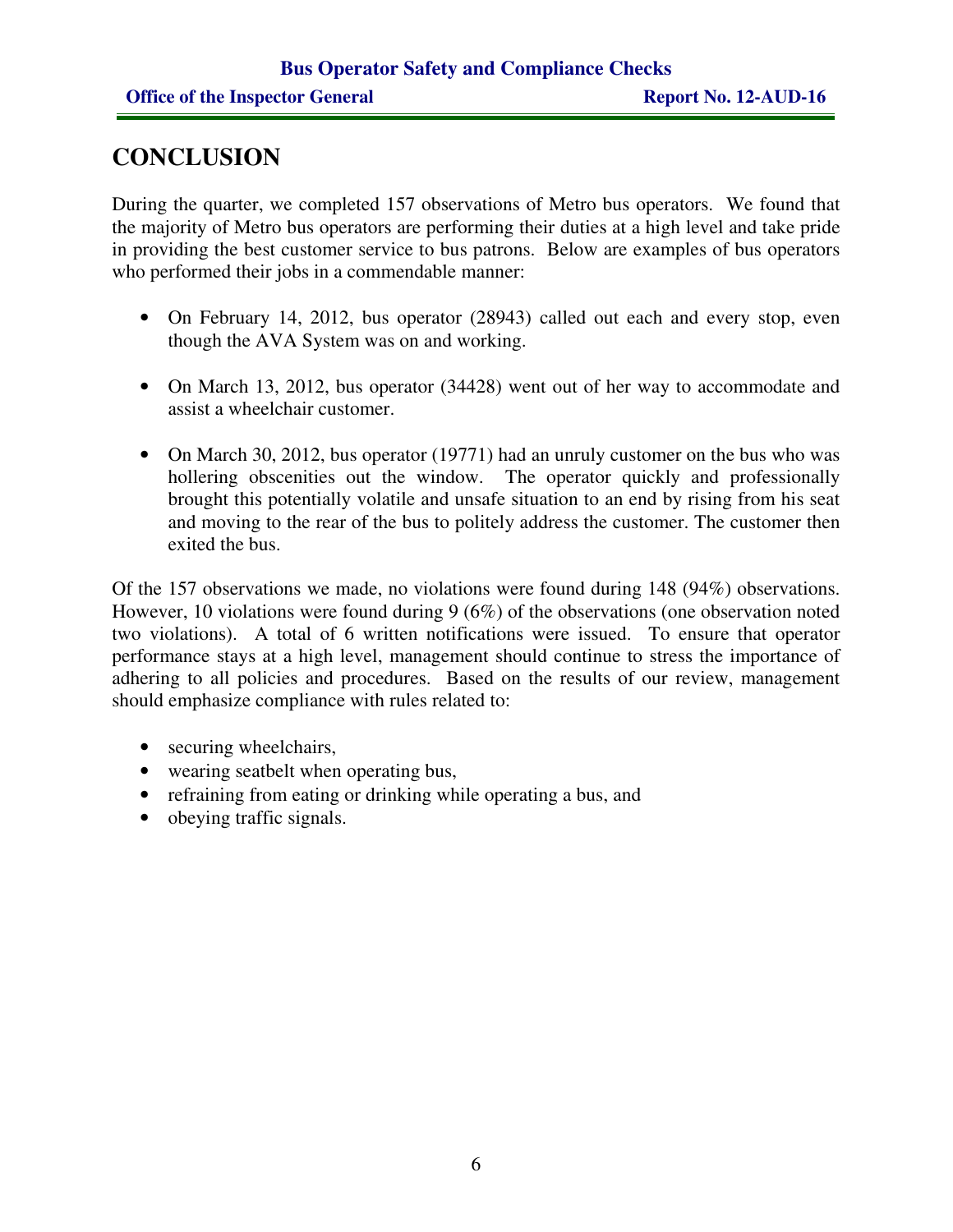# CONCLUSION

During the quarter, we completed 157 observations of Metro bus operators. We found that the majority of Metro bus operators are performing their duties at a high level and take pride in providing the best customer service to bus patrons. Below are examples of bus operators who performed their jobs in a commendable manner:

- On February 14, 2012, bus operator (28943) called out each and every stop, even though the AVA System was on and working.
- On March 13, 2012, bus operator (34428) went out of her way to accommodate and assist a wheelchair customer.
- On March 30, 2012, bus operator (19771) had an unruly customer on the bus who was hollering obscenities out the window. The operator quickly and professionally brought this potentially volatile and unsafe situation to an end by rising from his seat and moving to the rear of the bus to politely address the customer. The customer then exited the bus.

Of the 157 observations we made, no violations were found during 148 (94%) observations. However, 10 violations were found during 9 (6%) of the observations (one observation noted two violations). A total of 6 written notifications were issued. To ensure that operator performance stays at a high level, management should continue to stress the importance of adhering to all policies and procedures. Based on the results of our review, management should emphasize compliance with rules related to:

- securing wheelchairs,
- wearing seatbelt when operating bus,
- refraining from eating or drinking while operating a bus, and
- obeying traffic signals.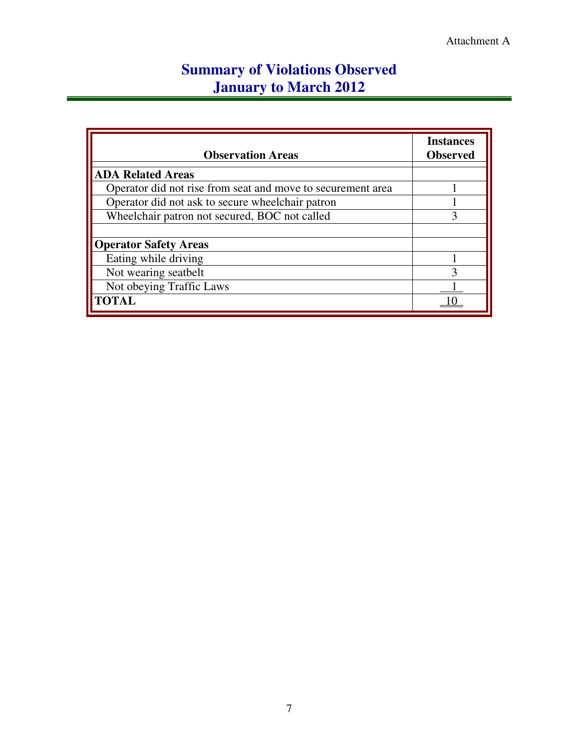Attachment A

# Summary of Violations Observed
# January to March 2012

| Observation Areas | Instances Observed |
|---|---|
| **ADA Related Areas** | |
| Operator did not rise from seat and move to securement area | 1 |
| Operator did not ask to secure wheelchair patron | 1 |
| Wheelchair patron not secured, BOC not called | 3 |
| | |
| **Operator Safety Areas** | |
| Eating while driving | 1 |
| Not wearing seatbelt | 3 |
| Not obeying Traffic Laws | 1 |
| **TOTAL** | 10 |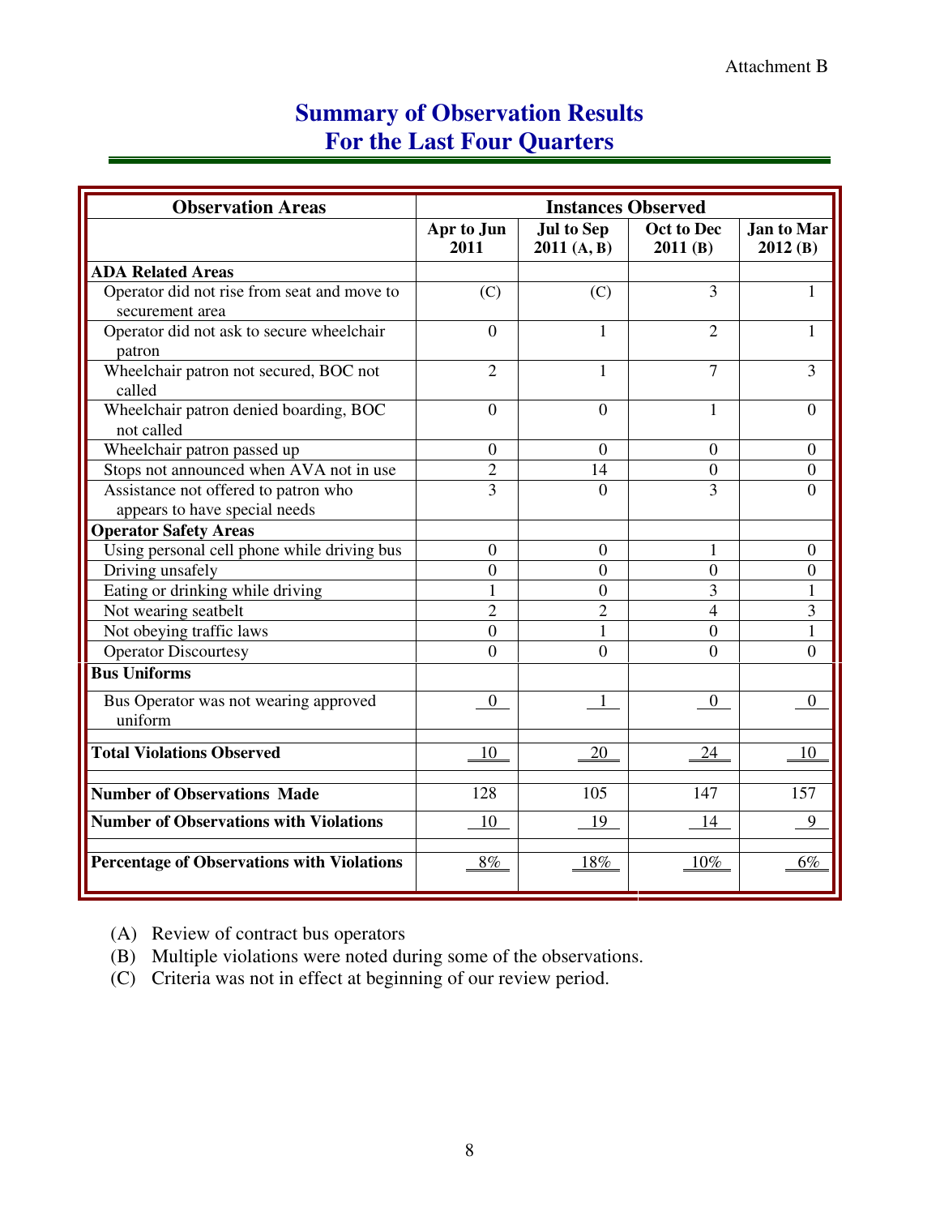Attachment B

# Summary of Observation Results
# For the Last Four Quarters

| Observation Areas | Instances Observed | | | |
|---|---|---|---|---|
| | Apr to Jun 2011 | Jul to Sep 2011 (A, B) | Oct to Dec 2011 (B) | Jan to Mar 2012 (B) |
| **ADA Related Areas** | | | | |
| Operator did not rise from seat and move to securement area | (C) | (C) | 3 | 1 |
| Operator did not ask to secure wheelchair patron | 0 | 1 | 2 | 1 |
| Wheelchair patron not secured, BOC not called | 2 | 1 | 7 | 3 |
| Wheelchair patron denied boarding, BOC not called | 0 | 0 | 1 | 0 |
| Wheelchair patron passed up | 0 | 0 | 0 | 0 |
| Stops not announced when AVA not in use | 2 | 14 | 0 | 0 |
| Assistance not offered to patron who appears to have special needs | 3 | 0 | 3 | 0 |
| **Operator Safety Areas** | | | | |
| Using personal cell phone while driving bus | 0 | 0 | 1 | 0 |
| Driving unsafely | 0 | 0 | 0 | 0 |
| Eating or drinking while driving | 1 | 0 | 3 | 1 |
| Not wearing seatbelt | 2 | 2 | 4 | 3 |
| Not obeying traffic laws | 0 | 1 | 0 | 1 |
| Operator Discourtesy | 0 | 0 | 0 | 0 |
| **Bus Uniforms** | | | | |
| Bus Operator was not wearing approved uniform | 0 | 1 | 0 | 0 |
| **Total Violations Observed** | 10 | 20 | 24 | 10 |
| **Number of Observations Made** | 128 | 105 | 147 | 157 |
| **Number of Observations with Violations** | 10 | 19 | 14 | 9 |
| **Percentage of Observations with Violations** | 8% | 18% | 10% | 6% |

(A) Review of contract bus operators
(B) Multiple violations were noted during some of the observations.
(C) Criteria was not in effect at beginning of our review period.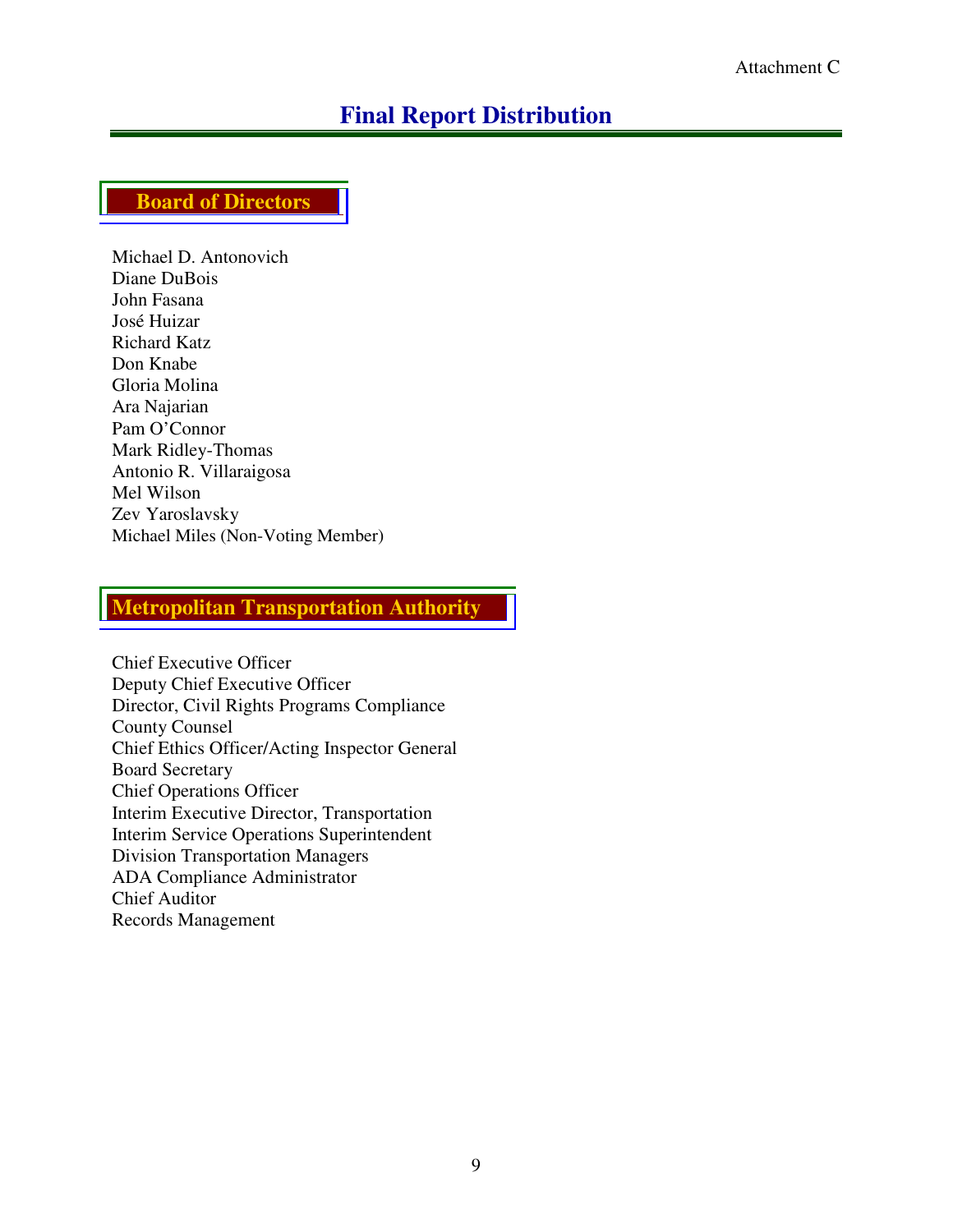Attachment C

# Final Report Distribution

## Board of Directors

Michael D. Antonovich
Diane DuBois
John Fasana
José Huizar
Richard Katz
Don Knabe
Gloria Molina
Ara Najarian
Pam O'Connor
Mark Ridley-Thomas
Antonio R. Villaraigosa
Mel Wilson
Zev Yaroslavsky
Michael Miles (Non-Voting Member)

## Metropolitan Transportation Authority

Chief Executive Officer
Deputy Chief Executive Officer
Director, Civil Rights Programs Compliance
County Counsel
Chief Ethics Officer/Acting Inspector General
Board Secretary
Chief Operations Officer
Interim Executive Director, Transportation
Interim Service Operations Superintendent
Division Transportation Managers
ADA Compliance Administrator
Chief Auditor
Records Management